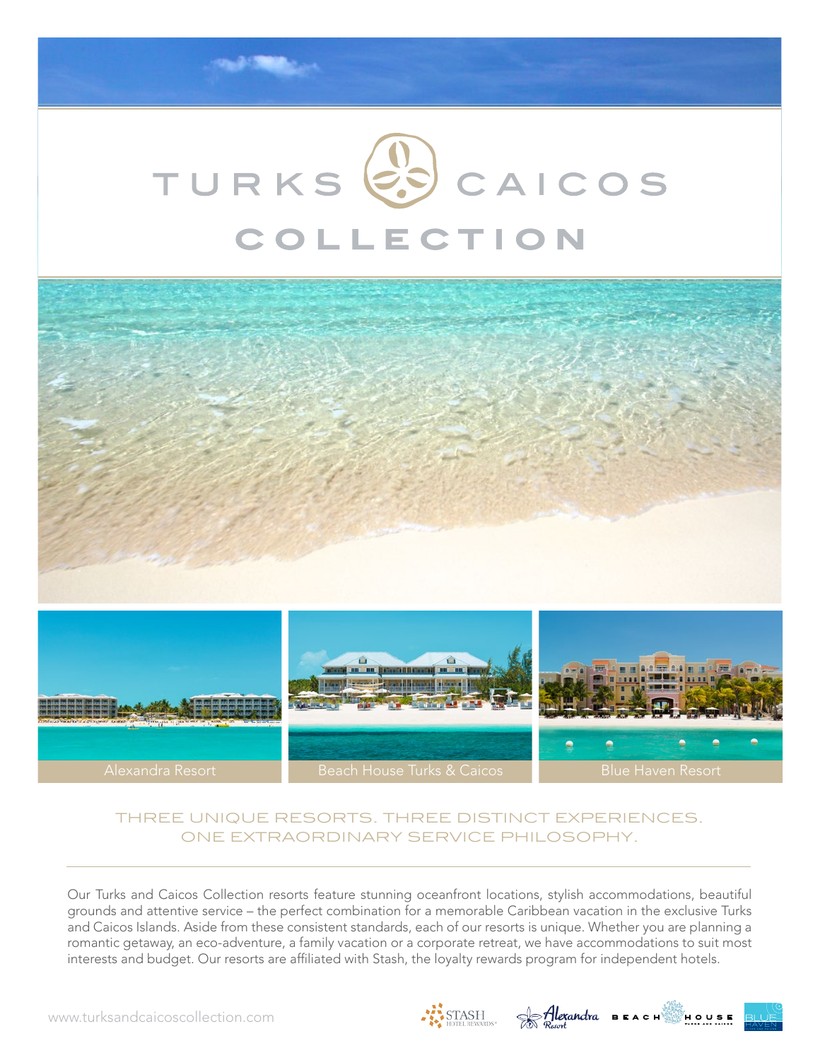# TURKS CAICOS COLLECTION

Alexandra Resort

Beach House Turks & Caicos

Blue Haven Resort

## THREE UNIQUE RESORTS. THREE DISTINCT EXPERIENCES. ONE EXTRAORDINARY SERVICE PHILOSOPHY.

Our Turks and Caicos Collection resorts feature stunning oceanfront locations, stylish accommodations, beautiful grounds and attentive service – the perfect combination for a memorable Caribbean vacation in the exclusive Turks and Caicos Islands. Aside from these consistent standards, each of our resorts is unique. Whether you are planning a romantic getaway, an eco-adventure, a family vacation or a corporate retreat, we have accommodations to suit most interests and budget. Our resorts are affiliated with Stash, the loyalty rewards program for independent hotels.

www.turksandcaicoscollection.com

STASH HOTEL REWARDS

Alexandra Resort

BEACH HOUSE TURKS AND CAICOS

BLUE HAVEN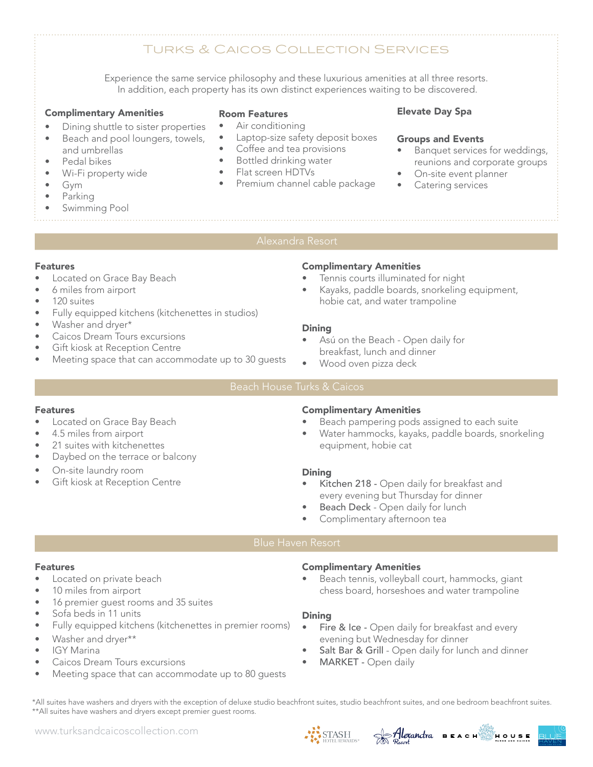# Turks & Caicos Collection Services

Experience the same service philosophy and these luxurious amenities at all three resorts. In addition, each property has its own distinct experiences waiting to be discovered.

### Complimentary Amenities

- Dining shuttle to sister properties
- Beach and pool loungers, towels, and umbrellas
- Pedal bikes
- Wi-Fi property wide
- Gym
- Parking
- Swimming Pool

### Room Features

- Air conditioning
- Laptop-size safety deposit boxes
- Coffee and tea provisions
- Bottled drinking water
- Flat screen HDTVs
- Premium channel cable package

### Elevate Day Spa

### Groups and Events

- Banquet services for weddings, reunions and corporate groups
- On-site event planner
- Catering services

## Alexandra Resort

### Features

- Located on Grace Bay Beach
- 6 miles from airport
- 120 suites
- Fully equipped kitchens (kitchenettes in studios)
- Washer and dryer*
- Caicos Dream Tours excursions
- Gift kiosk at Reception Centre
- Meeting space that can accommodate up to 30 guests

### Complimentary Amenities

- Tennis courts illuminated for night
- Kayaks, paddle boards, snorkeling equipment, hobie cat, and water trampoline

### Dining

- Asú on the Beach - Open daily for breakfast, lunch and dinner
- Wood oven pizza deck

## Beach House Turks & Caicos

### Features

- Located on Grace Bay Beach
- 4.5 miles from airport
- 21 suites with kitchenettes
- Daybed on the terrace or balcony
- On-site laundry room
- Gift kiosk at Reception Centre

### Complimentary Amenities

- Beach pampering pods assigned to each suite
- Water hammocks, kayaks, paddle boards, snorkeling equipment, hobie cat

### Dining

- Kitchen 218 - Open daily for breakfast and every evening but Thursday for dinner
- Beach Deck - Open daily for lunch
- Complimentary afternoon tea

## Blue Haven Resort

### Features

- Located on private beach
- 10 miles from airport
- 16 premier guest rooms and 35 suites
- Sofa beds in 11 units
- Fully equipped kitchens (kitchenettes in premier rooms)
- Washer and dryer**
- IGY Marina
- Caicos Dream Tours excursions
- Meeting space that can accommodate up to 80 guests

### Complimentary Amenities

- Beach tennis, volleyball court, hammocks, giant chess board, horseshoes and water trampoline

### Dining

- Fire & Ice - Open daily for breakfast and every evening but Wednesday for dinner
- Salt Bar & Grill - Open daily for lunch and dinner
- MARKET - Open daily

*All suites have washers and dryers with the exception of deluxe studio beachfront suites, studio beachfront suites, and one bedroom beachfront suites.
**All suites have washers and dryers except premier guest rooms.

www.turksandcaicoscollection.com